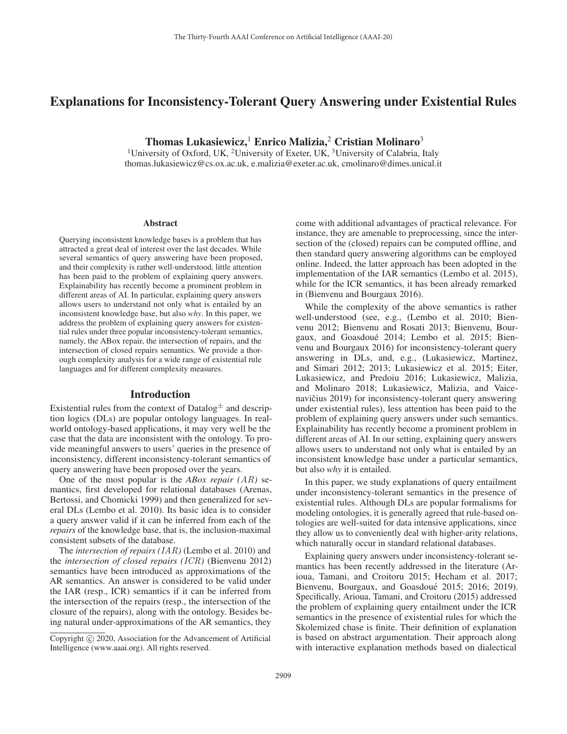# Explanations for Inconsistency-Tolerant Query Answering under Existential Rules

**Thomas Lukasiewicz,**[1] **Enrico Malizia,**[2] **Cristian Molinaro**[3]

[1]University of Oxford, UK, [2]University of Exeter, UK, [3]University of Calabria, Italy
thomas.lukasiewicz@cs.ox.ac.uk, e.malizia@exeter.ac.uk, cmolinaro@dimes.unical.it

## Abstract

Querying inconsistent knowledge bases is a problem that has attracted a great deal of interest over the last decades. While several semantics of query answering have been proposed, and their complexity is rather well-understood, little attention has been paid to the problem of explaining query answers. Explainability has recently become a prominent problem in different areas of AI. In particular, explaining query answers allows users to understand not only what is entailed by an inconsistent knowledge base, but also *why*. In this paper, we address the problem of explaining query answers for existential rules under three popular inconsistency-tolerant semantics, namely, the ABox repair, the intersection of repairs, and the intersection of closed repairs semantics. We provide a thorough complexity analysis for a wide range of existential rule languages and for different complexity measures.

## Introduction

Existential rules from the context of Datalog$^{\pm}$ and description logics (DLs) are popular ontology languages. In real-world ontology-based applications, it may very well be the case that the data are inconsistent with the ontology. To provide meaningful answers to users' queries in the presence of inconsistency, different inconsistency-tolerant semantics of query answering have been proposed over the years.

One of the most popular is the *ABox repair* ($AR$) semantics, first developed for relational databases (Arenas, Bertossi, and Chomicki 1999) and then generalized for several DLs (Lembo et al. 2010). Its basic idea is to consider a query answer valid if it can be inferred from each of the *repairs* of the knowledge base, that is, the inclusion-maximal consistent subsets of the database.

The *intersection of repairs* ($IAR$) (Lembo et al. 2010) and the *intersection of closed repairs* ($ICR$) (Bienvenu 2012) semantics have been introduced as approximations of the AR semantics. An answer is considered to be valid under the IAR (resp., ICR) semantics if it can be inferred from the intersection of the repairs (resp., the intersection of the closure of the repairs), along with the ontology. Besides being natural under-approximations of the AR semantics, they come with additional advantages of practical relevance. For instance, they are amenable to preprocessing, since the intersection of the (closed) repairs can be computed offline, and then standard query answering algorithms can be employed online. Indeed, the latter approach has been adopted in the implementation of the IAR semantics (Lembo et al. 2015), while for the ICR semantics, it has been already remarked in (Bienvenu and Bourgaux 2016).

While the complexity of the above semantics is rather well-understood (see, e.g., (Lembo et al. 2010; Bienvenu 2012; Bienvenu and Rosati 2013; Bienvenu, Bourgaux, and Goasdoué 2014; Lembo et al. 2015; Bienvenu and Bourgaux 2016) for inconsistency-tolerant query answering in DLs, and, e.g., (Lukasiewicz, Martinez, and Simari 2012; 2013; Lukasiewicz et al. 2015; Eiter, Lukasiewicz, and Predoiu 2016; Lukasiewicz, Malizia, and Molinaro 2018; Lukasiewicz, Malizia, and Vaicenavičius 2019) for inconsistency-tolerant query answering under existential rules), less attention has been paid to the problem of explaining query answers under such semantics. Explainability has recently become a prominent problem in different areas of AI. In our setting, explaining query answers allows users to understand not only what is entailed by an inconsistent knowledge base under a particular semantics, but also *why* it is entailed.

In this paper, we study explanations of query entailment under inconsistency-tolerant semantics in the presence of existential rules. Although DLs are popular formalisms for modeling ontologies, it is generally agreed that rule-based ontologies are well-suited for data intensive applications, since they allow us to conveniently deal with higher-arity relations, which naturally occur in standard relational databases.

Explaining query answers under inconsistency-tolerant semantics has been recently addressed in the literature (Arioua, Tamani, and Croitoru 2015; Hecham et al. 2017; Bienvenu, Bourgaux, and Goasdoué 2015; 2016; 2019). Specifically, Arioua, Tamani, and Croitoru (2015) addressed the problem of explaining query entailment under the ICR semantics in the presence of existential rules for which the Skolemized chase is finite. Their definition of explanation is based on abstract argumentation. Their approach along with interactive explanation methods based on dialectical

Copyright © 2020, Association for the Advancement of Artificial Intelligence (www.aaai.org). All rights reserved.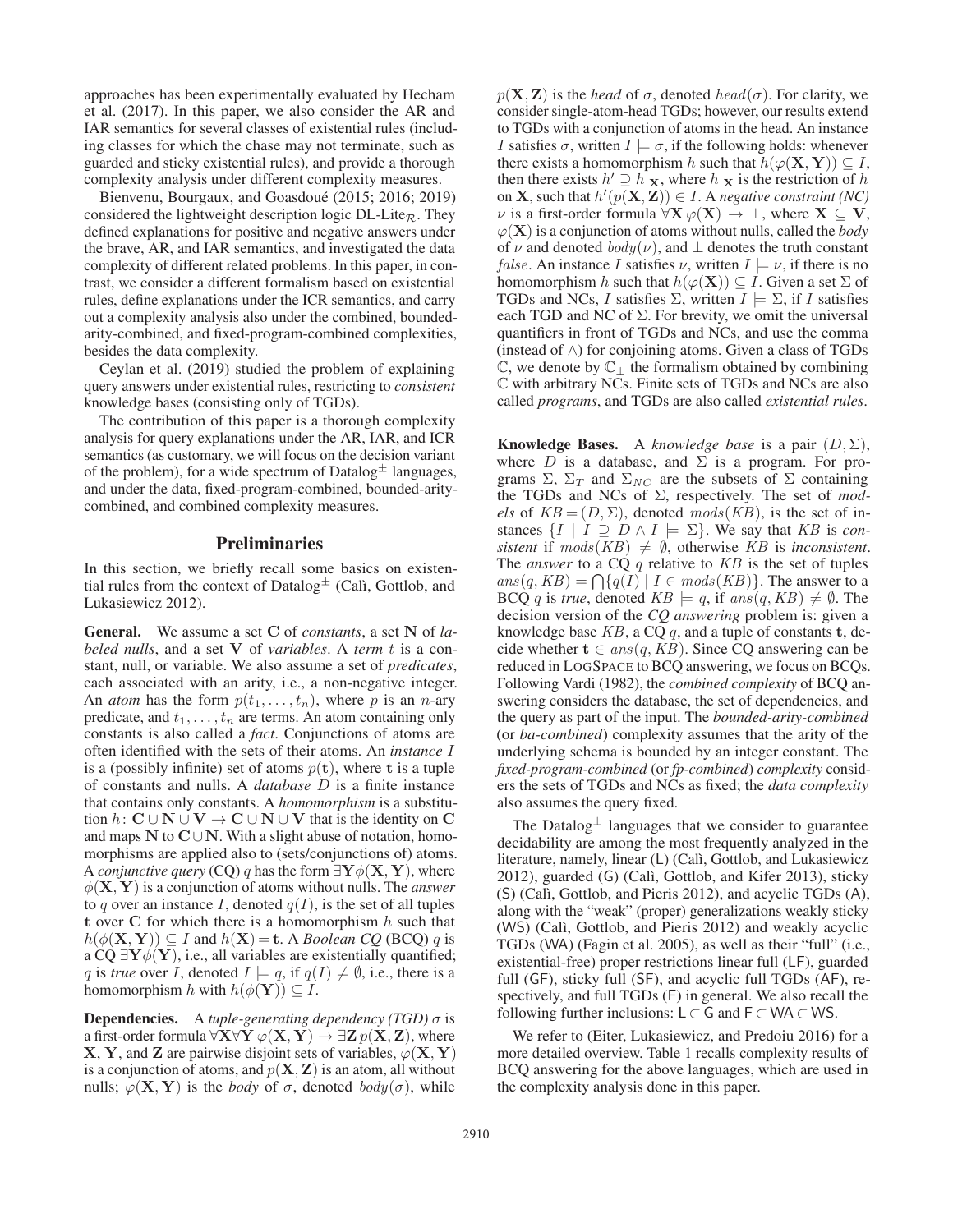approaches has been experimentally evaluated by Hecham et al. (2017). In this paper, we also consider the AR and IAR semantics for several classes of existential rules (including classes for which the chase may not terminate, such as guarded and sticky existential rules), and provide a thorough complexity analysis under different complexity measures.

Bienvenu, Bourgaux, and Goasdoué (2015; 2016; 2019) considered the lightweight description logic DL-Lite$_\mathcal{R}$. They defined explanations for positive and negative answers under the brave, AR, and IAR semantics, and investigated the data complexity of different related problems. In this paper, in contrast, we consider a different formalism based on existential rules, define explanations under the ICR semantics, and carry out a complexity analysis also under the combined, bounded-arity-combined, and fixed-program-combined complexities, besides the data complexity.

Ceylan et al. (2019) studied the problem of explaining query answers under existential rules, restricting to *consistent* knowledge bases (consisting only of TGDs).

The contribution of this paper is a thorough complexity analysis for query explanations under the AR, IAR, and ICR semantics (as customary, we will focus on the decision variant of the problem), for a wide spectrum of Datalog$^\pm$ languages, and under the data, fixed-program-combined, bounded-arity-combined, and combined complexity measures.

## Preliminaries

In this section, we briefly recall some basics on existential rules from the context of Datalog$^\pm$ (Calì, Gottlob, and Lukasiewicz 2012).

**General.** We assume a set $\mathbf{C}$ of *constants*, a set $\mathbf{N}$ of *labeled nulls*, and a set $\mathbf{V}$ of *variables*. A *term* $t$ is a constant, null, or variable. We also assume a set of *predicates*, each associated with an arity, i.e., a non-negative integer. An *atom* has the form $p(t_1, \ldots, t_n)$, where $p$ is an $n$-ary predicate, and $t_1, \ldots, t_n$ are terms. An atom containing only constants is also called a *fact*. Conjunctions of atoms are often identified with the sets of their atoms. An *instance* $I$ is a (possibly infinite) set of atoms $p(\mathbf{t})$, where $\mathbf{t}$ is a tuple of constants and nulls. A *database* $D$ is a finite instance that contains only constants. A *homomorphism* is a substitution $h\colon \mathbf{C} \cup \mathbf{N} \cup \mathbf{V} \rightarrow \mathbf{C} \cup \mathbf{N} \cup \mathbf{V}$ that is the identity on $\mathbf{C}$ and maps $\mathbf{N}$ to $\mathbf{C} \cup \mathbf{N}$. With a slight abuse of notation, homomorphisms are applied also to (sets/conjunctions of) atoms. A *conjunctive query* (CQ) $q$ has the form $\exists \mathbf{Y} \phi(\mathbf{X}, \mathbf{Y})$, where $\phi(\mathbf{X}, \mathbf{Y})$ is a conjunction of atoms without nulls. The *answer* to $q$ over an instance $I$, denoted $q(I)$, is the set of all tuples $\mathbf{t}$ over $\mathbf{C}$ for which there is a homomorphism $h$ such that $h(\phi(\mathbf{X}, \mathbf{Y})) \subseteq I$ and $h(\mathbf{X}) = \mathbf{t}$. A *Boolean CQ* (BCQ) $q$ is a CQ $\exists \mathbf{Y} \phi(\mathbf{Y})$, i.e., all variables are existentially quantified; $q$ is *true* over $I$, denoted $I \models q$, if $q(I) \neq \emptyset$, i.e., there is a homomorphism $h$ with $h(\phi(\mathbf{Y})) \subseteq I$.

**Dependencies.** A *tuple-generating dependency (TGD)* $\sigma$ is a first-order formula $\forall \mathbf{X} \forall \mathbf{Y}\, \varphi(\mathbf{X}, \mathbf{Y}) \rightarrow \exists \mathbf{Z}\, p(\mathbf{X}, \mathbf{Z})$, where $\mathbf{X}$, $\mathbf{Y}$, and $\mathbf{Z}$ are pairwise disjoint sets of variables, $\varphi(\mathbf{X}, \mathbf{Y})$ is a conjunction of atoms, and $p(\mathbf{X}, \mathbf{Z})$ is an atom, all without nulls; $\varphi(\mathbf{X}, \mathbf{Y})$ is the *body* of $\sigma$, denoted $body(\sigma)$, while $p(\mathbf{X}, \mathbf{Z})$ is the *head* of $\sigma$, denoted $head(\sigma)$. For clarity, we consider single-atom-head TGDs; however, our results extend to TGDs with a conjunction of atoms in the head. An instance $I$ satisfies $\sigma$, written $I \models \sigma$, if the following holds: whenever there exists a homomorphism $h$ such that $h(\varphi(\mathbf{X}, \mathbf{Y})) \subseteq I$, then there exists $h' \supseteq h|_\mathbf{X}$, where $h|_\mathbf{X}$ is the restriction of $h$ on $\mathbf{X}$, such that $h'(p(\mathbf{X}, \mathbf{Z})) \in I$. A *negative constraint (NC)* $\nu$ is a first-order formula $\forall \mathbf{X}\, \varphi(\mathbf{X}) \rightarrow \bot$, where $\mathbf{X} \subseteq \mathbf{V}$, $\varphi(\mathbf{X})$ is a conjunction of atoms without nulls, called the *body* of $\nu$ and denoted $body(\nu)$, and $\bot$ denotes the truth constant *false*. An instance $I$ satisfies $\nu$, written $I \models \nu$, if there is no homomorphism $h$ such that $h(\varphi(\mathbf{X})) \subseteq I$. Given a set $\Sigma$ of TGDs and NCs, $I$ satisfies $\Sigma$, written $I \models \Sigma$, if $I$ satisfies each TGD and NC of $\Sigma$. For brevity, we omit the universal quantifiers in front of TGDs and NCs, and use the comma (instead of $\wedge$) for conjoining atoms. Given a class of TGDs $\mathbb{C}$, we denote by $\mathbb{C}_\bot$ the formalism obtained by combining $\mathbb{C}$ with arbitrary NCs. Finite sets of TGDs and NCs are also called *programs*, and TGDs are also called *existential rules*.

**Knowledge Bases.** A *knowledge base* is a pair $(D, \Sigma)$, where $D$ is a database, and $\Sigma$ is a program. For programs $\Sigma$, $\Sigma_T$ and $\Sigma_{NC}$ are the subsets of $\Sigma$ containing the TGDs and NCs of $\Sigma$, respectively. The set of *models* of $KB = (D, \Sigma)$, denoted $mods(KB)$, is the set of instances $\{I \mid I \supseteq D \wedge I \models \Sigma\}$. We say that $KB$ is *consistent* if $mods(KB) \neq \emptyset$, otherwise $KB$ is *inconsistent*. The *answer* to a CQ $q$ relative to $KB$ is the set of tuples $ans(q, KB) = \bigcap\{q(I) \mid I \in mods(KB)\}$. The answer to a BCQ $q$ is *true*, denoted $KB \models q$, if $ans(q, KB) \neq \emptyset$. The decision version of the *CQ answering* problem is: given a knowledge base $KB$, a CQ $q$, and a tuple of constants $\mathbf{t}$, decide whether $\mathbf{t} \in ans(q, KB)$. Since CQ answering can be reduced in LOGSPACE to BCQ answering, we focus on BCQs. Following Vardi (1982), the *combined complexity* of BCQ answering considers the database, the set of dependencies, and the query as part of the input. The *bounded-arity-combined* (or *ba-combined*) complexity assumes that the arity of the underlying schema is bounded by an integer constant. The *fixed-program-combined* (or *fp-combined*) *complexity* considers the sets of TGDs and NCs as fixed; the *data complexity* also assumes the query fixed.

The Datalog$^\pm$ languages that we consider to guarantee decidability are among the most frequently analyzed in the literature, namely, linear (L) (Calì, Gottlob, and Lukasiewicz 2012), guarded (G) (Calì, Gottlob, and Kifer 2013), sticky (S) (Calì, Gottlob, and Pieris 2012), and acyclic TGDs (A), along with the "weak" (proper) generalizations weakly sticky (WS) (Calì, Gottlob, and Pieris 2012) and weakly acyclic TGDs (WA) (Fagin et al. 2005), as well as their "full" (i.e., existential-free) proper restrictions linear full (LF), guarded full (GF), sticky full (SF), and acyclic full TGDs (AF), respectively, and full TGDs (F) in general. We also recall the following further inclusions: $\mathsf{L} \subset \mathsf{G}$ and $\mathsf{F} \subset \mathsf{WA} \subset \mathsf{WS}$.

We refer to (Eiter, Lukasiewicz, and Predoiu 2016) for a more detailed overview. Table 1 recalls complexity results of BCQ answering for the above languages, which are used in the complexity analysis done in this paper.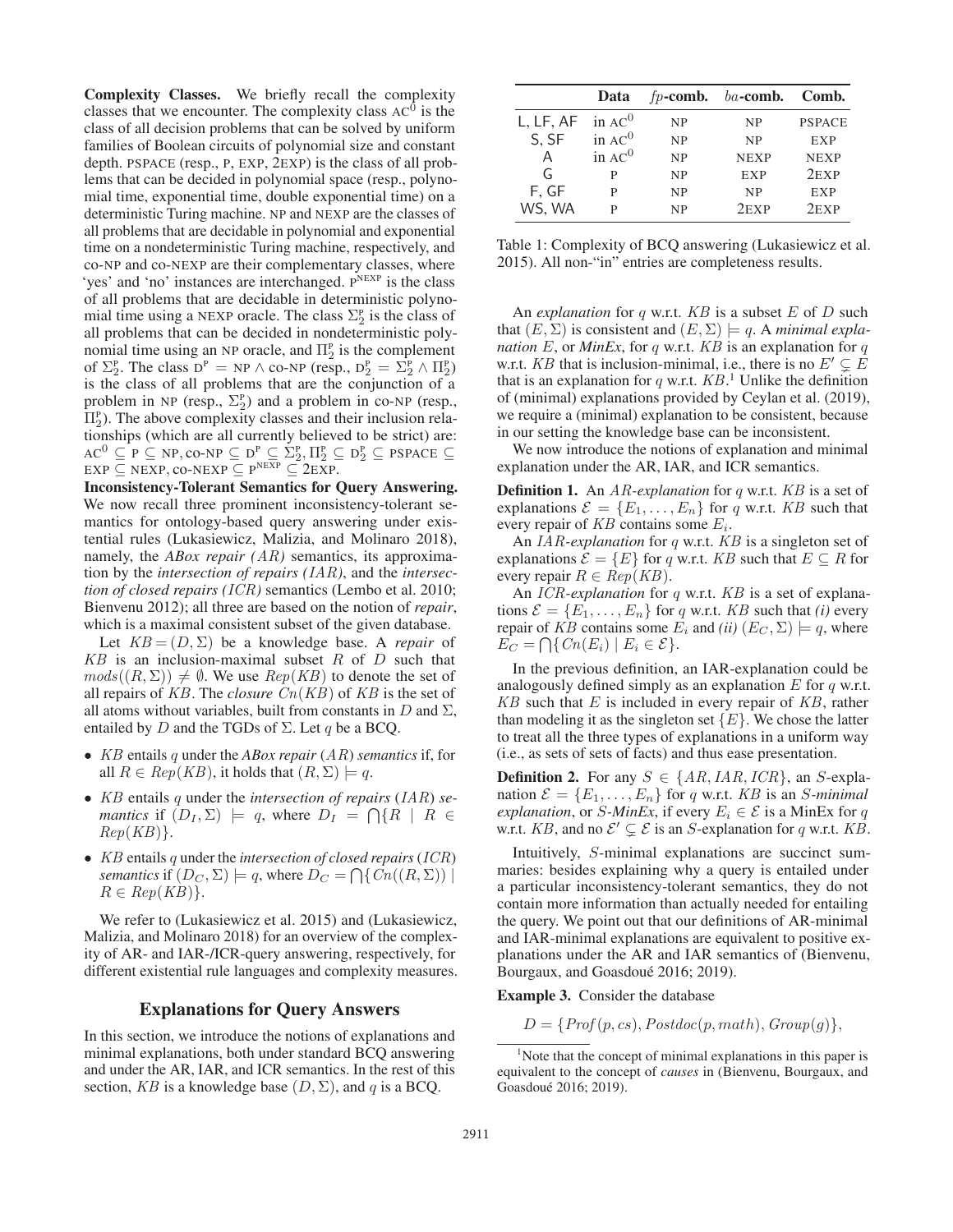**Complexity Classes.** We briefly recall the complexity classes that we encounter. The complexity class $\text{AC}^0$ is the class of all decision problems that can be solved by uniform families of Boolean circuits of polynomial size and constant depth. PSPACE (resp., P, EXP, 2EXP) is the class of all problems that can be decided in polynomial space (resp., polynomial time, exponential time, double exponential time) on a deterministic Turing machine. NP and NEXP are the classes of all problems that are decidable in polynomial and exponential time on a nondeterministic Turing machine, respectively, and co-NP and co-NEXP are their complementary classes, where 'yes' and 'no' instances are interchanged. $\text{P}^{\text{NEXP}}$ is the class of all problems that are decidable in deterministic polynomial time using a NEXP oracle. The class $\Sigma_2^{\text{P}}$ is the class of all problems that can be decided in nondeterministic polynomial time using an NP oracle, and $\Pi_2^{\text{P}}$ is the complement of $\Sigma_2^{\text{P}}$. The class $\text{D}^{\text{P}} = \text{NP} \wedge \text{co-NP}$ (resp., $\text{D}_2^{\text{P}} = \Sigma_2^{\text{P}} \wedge \Pi_2^{\text{P}}$) is the class of all problems that are the conjunction of a problem in NP (resp., $\Sigma_2^{\text{P}}$) and a problem in co-NP (resp., $\Pi_2^{\text{P}}$). The above complexity classes and their inclusion relationships (which are all currently believed to be strict) are: $\text{AC}^0 \subseteq \text{P} \subseteq \text{NP}, \text{co-NP} \subseteq \text{D}^{\text{P}} \subseteq \Sigma_2^{\text{P}}, \Pi_2^{\text{P}} \subseteq \text{D}_2^{\text{P}} \subseteq \text{PSPACE} \subseteq \text{EXP} \subseteq \text{NEXP}, \text{co-NEXP} \subseteq \text{P}^{\text{NEXP}} \subseteq \text{2EXP}$.

**Inconsistency-Tolerant Semantics for Query Answering.** We now recall three prominent inconsistency-tolerant semantics for ontology-based query answering under existential rules (Lukasiewicz, Malizia, and Molinaro 2018), namely, the *ABox repair (AR)* semantics, its approximation by the *intersection of repairs (IAR)*, and the *intersection of closed repairs (ICR)* semantics (Lembo et al. 2010; Bienvenu 2012); all three are based on the notion of *repair*, which is a maximal consistent subset of the given database.

Let $KB = (D, \Sigma)$ be a knowledge base. A *repair* of $KB$ is an inclusion-maximal subset $R$ of $D$ such that $mods((R, \Sigma)) \neq \emptyset$. We use $Rep(KB)$ to denote the set of all repairs of $KB$. The *closure* $Cn(KB)$ of $KB$ is the set of all atoms without variables, built from constants in $D$ and $\Sigma$, entailed by $D$ and the TGDs of $\Sigma$. Let $q$ be a BCQ.

- $KB$ entails $q$ under the *ABox repair* ($AR$) *semantics* if, for all $R \in Rep(KB)$, it holds that $(R, \Sigma) \models q$.
- $KB$ entails $q$ under the *intersection of repairs* ($IAR$) *semantics* if $(D_I, \Sigma) \models q$, where $D_I = \bigcap\{R \mid R \in Rep(KB)\}$.
- $KB$ entails $q$ under the *intersection of closed repairs* ($ICR$) *semantics* if $(D_C, \Sigma) \models q$, where $D_C = \bigcap\{Cn((R, \Sigma)) \mid R \in Rep(KB)\}$.

We refer to (Lukasiewicz et al. 2015) and (Lukasiewicz, Malizia, and Molinaro 2018) for an overview of the complexity of AR- and IAR-/ICR-query answering, respectively, for different existential rule languages and complexity measures.

## Explanations for Query Answers

In this section, we introduce the notions of explanations and minimal explanations, both under standard BCQ answering and under the AR, IAR, and ICR semantics. In the rest of this section, $KB$ is a knowledge base $(D, \Sigma)$, and $q$ is a BCQ.

| | Data | $fp$-comb. | $ba$-comb. | Comb. |
|---|---|---|---|---|
| L, LF, AF | in $\text{AC}^0$ | NP | NP | PSPACE |
| S, SF | in $\text{AC}^0$ | NP | NP | EXP |
| A | in $\text{AC}^0$ | NP | NEXP | NEXP |
| G | P | NP | EXP | 2EXP |
| F, GF | P | NP | NP | EXP |
| WS, WA | P | NP | 2EXP | 2EXP |

Table 1: Complexity of BCQ answering (Lukasiewicz et al. 2015). All non-"in" entries are completeness results.

An *explanation* for $q$ w.r.t. $KB$ is a subset $E$ of $D$ such that $(E, \Sigma)$ is consistent and $(E, \Sigma) \models q$. A *minimal explanation* $E$, or *MinEx*, for $q$ w.r.t. $KB$ is an explanation for $q$ w.r.t. $KB$ that is inclusion-minimal, i.e., there is no $E' \subsetneq E$ that is an explanation for $q$ w.r.t. $KB$.[1] Unlike the definition of (minimal) explanations provided by Ceylan et al. (2019), we require a (minimal) explanation to be consistent, because in our setting the knowledge base can be inconsistent.

We now introduce the notions of explanation and minimal explanation under the AR, IAR, and ICR semantics.

**Definition 1.** An $AR$-*explanation* for $q$ w.r.t. $KB$ is a set of explanations $\mathcal{E} = \{E_1, \ldots, E_n\}$ for $q$ w.r.t. $KB$ such that every repair of $KB$ contains some $E_i$.

An $IAR$-*explanation* for $q$ w.r.t. $KB$ is a singleton set of explanations $\mathcal{E} = \{E\}$ for $q$ w.r.t. $KB$ such that $E \subseteq R$ for every repair $R \in Rep(KB)$.

An $ICR$-*explanation* for $q$ w.r.t. $KB$ is a set of explanations $\mathcal{E} = \{E_1, \ldots, E_n\}$ for $q$ w.r.t. $KB$ such that *(i)* every repair of $KB$ contains some $E_i$ and *(ii)* $(E_C, \Sigma) \models q$, where $E_C = \bigcap\{Cn(E_i) \mid E_i \in \mathcal{E}\}$.

In the previous definition, an IAR-explanation could be analogously defined simply as an explanation $E$ for $q$ w.r.t. $KB$ such that $E$ is included in every repair of $KB$, rather than modeling it as the singleton set $\{E\}$. We chose the latter to treat all the three types of explanations in a uniform way (i.e., as sets of sets of facts) and thus ease presentation.

**Definition 2.** For any $S \in \{AR, IAR, ICR\}$, an $S$-explanation $\mathcal{E} = \{E_1, \ldots, E_n\}$ for $q$ w.r.t. $KB$ is an $S$-*minimal explanation*, or $S$-*MinEx*, if every $E_i \in \mathcal{E}$ is a MinEx for $q$ w.r.t. $KB$, and no $\mathcal{E}' \subsetneq \mathcal{E}$ is an $S$-explanation for $q$ w.r.t. $KB$.

Intuitively, $S$-minimal explanations are succinct summaries: besides explaining why a query is entailed under a particular inconsistency-tolerant semantics, they do not contain more information than actually needed for entailing the query. We point out that our definitions of AR-minimal and IAR-minimal explanations are equivalent to positive explanations under the AR and IAR semantics of (Bienvenu, Bourgaux, and Goasdoué 2016; 2019).

**Example 3.** Consider the database

$$D = \{Prof(p, cs), Postdoc(p, math), Group(g)\},$$

[1] Note that the concept of minimal explanations in this paper is equivalent to the concept of *causes* in (Bienvenu, Bourgaux, and Goasdoué 2016; 2019).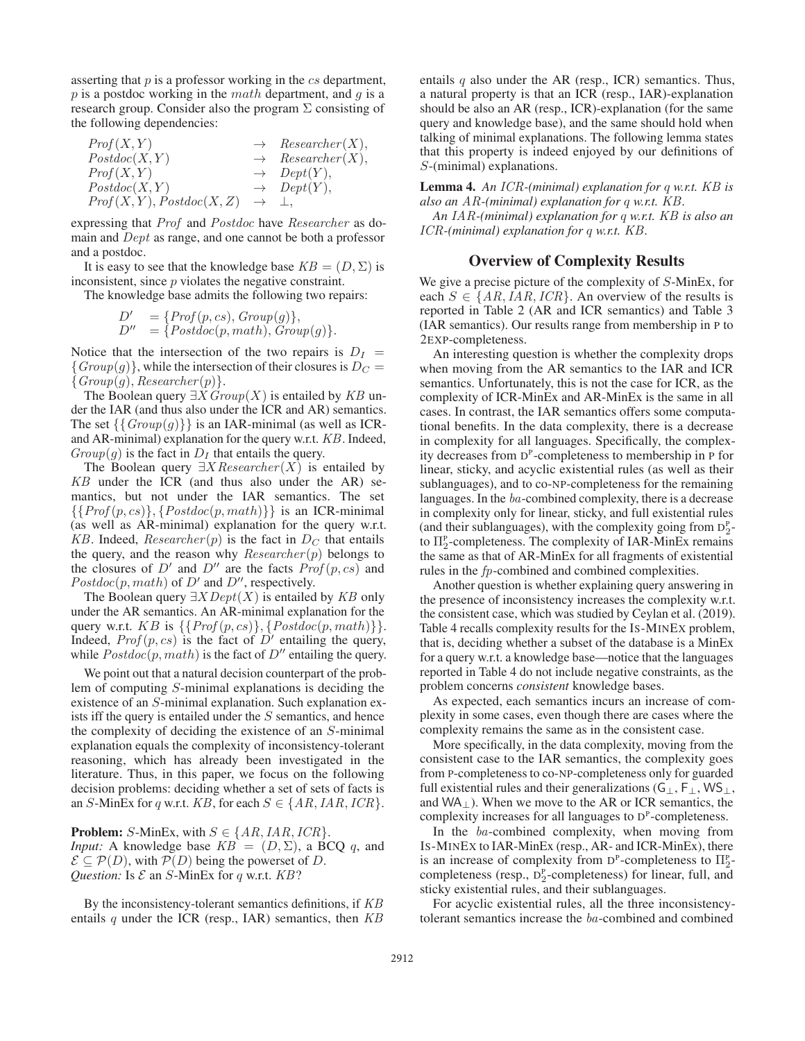asserting that $p$ is a professor working in the $cs$ department, $p$ is a postdoc working in the $math$ department, and $g$ is a research group. Consider also the program $\Sigma$ consisting of the following dependencies:

$$
\begin{array}{lcl}
Prof(X,Y) & \rightarrow & Researcher(X), \\
Postdoc(X,Y) & \rightarrow & Researcher(X), \\
Prof(X,Y) & \rightarrow & Dept(Y), \\
Postdoc(X,Y) & \rightarrow & Dept(Y), \\
Prof(X,Y), Postdoc(X,Z) & \rightarrow & \bot,
\end{array}
$$

expressing that $Prof$ and $Postdoc$ have $Researcher$ as domain and $Dept$ as range, and one cannot be both a professor and a postdoc.

It is easy to see that the knowledge base $KB = (D, \Sigma)$ is inconsistent, since $p$ violates the negative constraint.

The knowledge base admits the following two repairs:

$$
\begin{array}{ll}
D' & = \{Prof(p, cs), Group(g)\}, \\
D'' & = \{Postdoc(p, math), Group(g)\}.
\end{array}
$$

Notice that the intersection of the two repairs is $D_I = \{Group(g)\}$, while the intersection of their closures is $D_C = \{Group(g), Researcher(p)\}$.

The Boolean query $\exists X\, Group(X)$ is entailed by $KB$ under the IAR (and thus also under the ICR and AR) semantics. The set $\{\{Group(g)\}\}$ is an IAR-minimal (as well as ICR- and AR-minimal) explanation for the query w.r.t. $KB$. Indeed, $Group(g)$ is the fact in $D_I$ that entails the query.

The Boolean query $\exists X\, Researcher(X)$ is entailed by $KB$ under the ICR (and thus also under the AR) semantics, but not under the IAR semantics. The set $\{\{Prof(p, cs)\}, \{Postdoc(p, math)\}\}$ is an ICR-minimal (as well as AR-minimal) explanation for the query w.r.t. $KB$. Indeed, $Researcher(p)$ is the fact in $D_C$ that entails the query, and the reason why $Researcher(p)$ belongs to the closures of $D'$ and $D''$ are the facts $Prof(p, cs)$ and $Postdoc(p, math)$ of $D'$ and $D''$, respectively.

The Boolean query $\exists X\, Dept(X)$ is entailed by $KB$ only under the AR semantics. An AR-minimal explanation for the query w.r.t. $KB$ is $\{\{Prof(p, cs)\}, \{Postdoc(p, math)\}\}$. Indeed, $Prof(p, cs)$ is the fact of $D'$ entailing the query, while $Postdoc(p, math)$ is the fact of $D''$ entailing the query.

We point out that a natural decision counterpart of the problem of computing $S$-minimal explanations is deciding the existence of an $S$-minimal explanation. Such explanation exists iff the query is entailed under the $S$ semantics, and hence the complexity of deciding the existence of an $S$-minimal explanation equals the complexity of inconsistency-tolerant reasoning, which has already been investigated in the literature. Thus, in this paper, we focus on the following decision problems: deciding whether a set of sets of facts is an $S$-MinEx for $q$ w.r.t. $KB$, for each $S \in \{AR, IAR, ICR\}$.

**Problem:** $S$-MinEx, with $S \in \{AR, IAR, ICR\}$.
*Input:* A knowledge base $KB = (D, \Sigma)$, a BCQ $q$, and $\mathcal{E} \subseteq \mathcal{P}(D)$, with $\mathcal{P}(D)$ being the powerset of $D$.
*Question:* Is $\mathcal{E}$ an $S$-MinEx for $q$ w.r.t. $KB$?

By the inconsistency-tolerant semantics definitions, if $KB$ entails $q$ under the ICR (resp., IAR) semantics, then $KB$ entails $q$ also under the AR (resp., ICR) semantics. Thus, a natural property is that an ICR (resp., IAR)-explanation should be also an AR (resp., ICR)-explanation (for the same query and knowledge base), and the same should hold when talking of minimal explanations. The following lemma states that this property is indeed enjoyed by our definitions of $S$-(minimal) explanations.

**Lemma 4.** *An $ICR$-(minimal) explanation for $q$ w.r.t. $KB$ is also an $AR$-(minimal) explanation for $q$ w.r.t. $KB$.*

*An $IAR$-(minimal) explanation for $q$ w.r.t. $KB$ is also an $ICR$-(minimal) explanation for $q$ w.r.t. $KB$.*

## Overview of Complexity Results

We give a precise picture of the complexity of $S$-MinEx, for each $S \in \{AR, IAR, ICR\}$. An overview of the results is reported in Table 2 (AR and ICR semantics) and Table 3 (IAR semantics). Our results range from membership in P to 2EXP-completeness.

An interesting question is whether the complexity drops when moving from the AR semantics to the IAR and ICR semantics. Unfortunately, this is not the case for ICR, as the complexity of ICR-MinEx and AR-MinEx is the same in all cases. In contrast, the IAR semantics offers some computational benefits. In the data complexity, there is a decrease in complexity for all languages. Specifically, the complexity decreases from $D^P$-completeness to membership in P for linear, sticky, and acyclic existential rules (as well as their sublanguages), and to co-NP-completeness for the remaining languages. In the $ba$-combined complexity, there is a decrease in complexity only for linear, sticky, and full existential rules (and their sublanguages), with the complexity going from $D_2^P$- to $\Pi_2^P$-completeness. The complexity of IAR-MinEx remains the same as that of AR-MinEx for all fragments of existential rules in the $fp$-combined and combined complexities.

Another question is whether explaining query answering in the presence of inconsistency increases the complexity w.r.t. the consistent case, which was studied by Ceylan et al. (2019). Table 4 recalls complexity results for the IS-MINEX problem, that is, deciding whether a subset of the database is a MinEx for a query w.r.t. a knowledge base—notice that the languages reported in Table 4 do not include negative constraints, as the problem concerns *consistent* knowledge bases.

As expected, each semantics incurs an increase of complexity in some cases, even though there are cases where the complexity remains the same as in the consistent case.

More specifically, in the data complexity, moving from the consistent case to the IAR semantics, the complexity goes from P-completeness to co-NP-completeness only for guarded full existential rules and their generalizations ($\mathsf{G}_\bot$, $\mathsf{F}_\bot$, $\mathsf{WS}_\bot$, and $\mathsf{WA}_\bot$). When we move to the AR or ICR semantics, the complexity increases for all languages to $D^P$-completeness.

In the $ba$-combined complexity, when moving from IS-MINEX to IAR-MinEx (resp., AR- and ICR-MinEx), there is an increase of complexity from $D^P$-completeness to $\Pi_2^P$-completeness (resp., $D_2^P$-completeness) for linear, full, and sticky existential rules, and their sublanguages.

For acyclic existential rules, all the three inconsistency-tolerant semantics increase the $ba$-combined and combined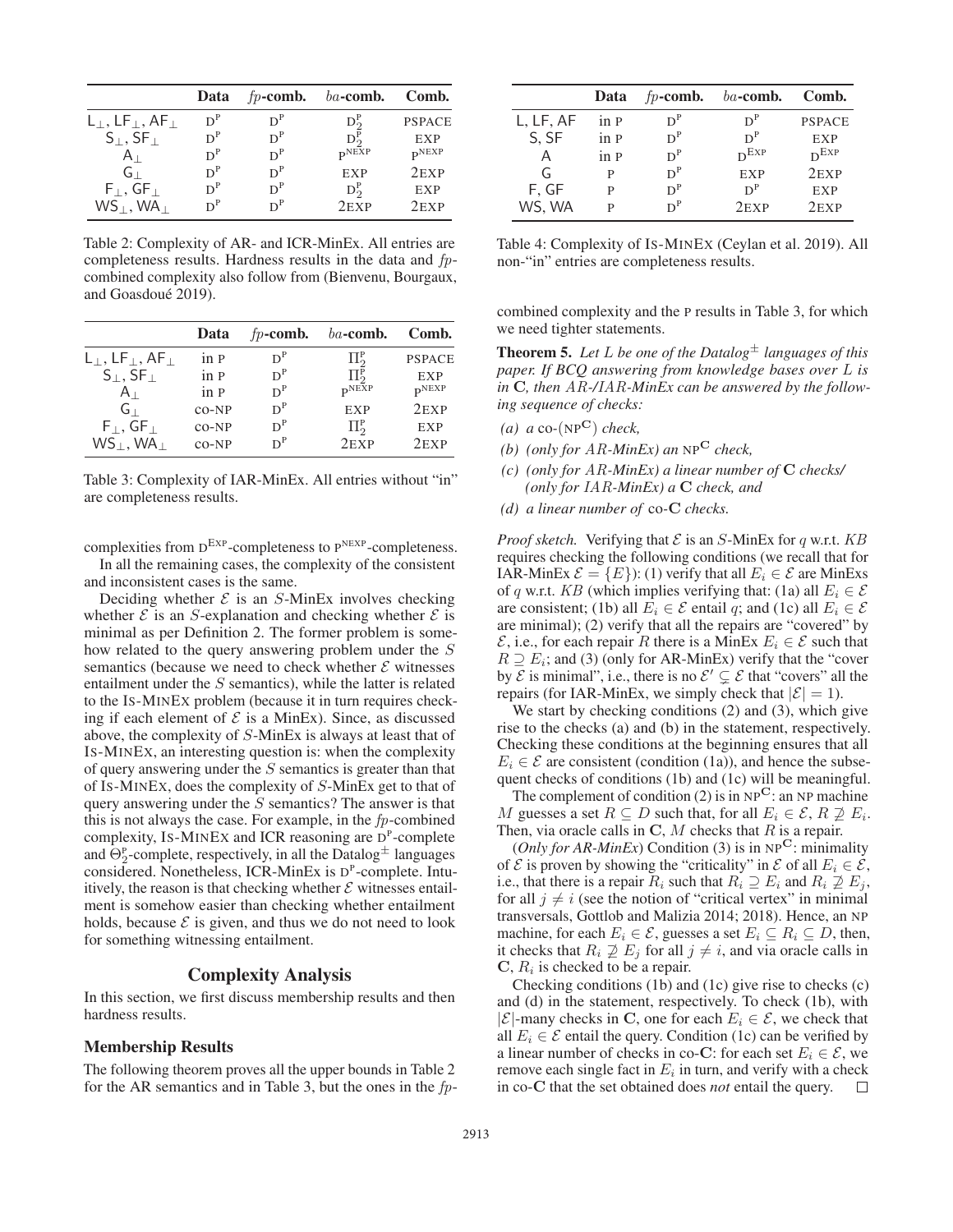| | Data | $fp$-comb. | $ba$-comb. | Comb. |
|---|---|---|---|---|
| $\mathsf{L}_\bot, \mathsf{LF}_\bot, \mathsf{AF}_\bot$ | $\mathrm{D^P}$ | $\mathrm{D^P}$ | $\mathrm{D^P_2}$ | PSPACE |
| $\mathsf{S}_\bot, \mathsf{SF}_\bot$ | $\mathrm{D^P}$ | $\mathrm{D^P}$ | $\mathrm{D^P_2}$ | EXP |
| $\mathsf{A}_\bot$ | $\mathrm{D^P}$ | $\mathrm{D^P}$ | $\mathrm{P^{NEXP}}$ | $\mathrm{P^{NEXP}}$ |
| $\mathsf{G}_\bot$ | $\mathrm{D^P}$ | $\mathrm{D^P}$ | EXP | 2EXP |
| $\mathsf{F}_\bot, \mathsf{GF}_\bot$ | $\mathrm{D^P}$ | $\mathrm{D^P}$ | $\mathrm{D^P_2}$ | EXP |
| $\mathsf{WS}_\bot, \mathsf{WA}_\bot$ | $\mathrm{D^P}$ | $\mathrm{D^P}$ | 2EXP | 2EXP |

Table 2: Complexity of AR- and ICR-MinEx. All entries are completeness results. Hardness results in the data and $fp$-combined complexity also follow from (Bienvenu, Bourgaux, and Goasdoué 2019).

| | Data | $fp$-comb. | $ba$-comb. | Comb. |
|---|---|---|---|---|
| $\mathsf{L}_\bot, \mathsf{LF}_\bot, \mathsf{AF}_\bot$ | in P | $\mathrm{D^P}$ | $\Pi^\mathrm{P}_2$ | PSPACE |
| $\mathsf{S}_\bot, \mathsf{SF}_\bot$ | in P | $\mathrm{D^P}$ | $\Pi^\mathrm{P}_2$ | EXP |
| $\mathsf{A}_\bot$ | in P | $\mathrm{D^P}$ | $\mathrm{P^{NEXP}}$ | $\mathrm{P^{NEXP}}$ |
| $\mathsf{G}_\bot$ | co-NP | $\mathrm{D^P}$ | EXP | 2EXP |
| $\mathsf{F}_\bot, \mathsf{GF}_\bot$ | co-NP | $\mathrm{D^P}$ | $\Pi^\mathrm{P}_2$ | EXP |
| $\mathsf{WS}_\bot, \mathsf{WA}_\bot$ | co-NP | $\mathrm{D^P}$ | 2EXP | 2EXP |

Table 3: Complexity of IAR-MinEx. All entries without "in" are completeness results.

complexities from $\mathrm{D^{EXP}}$-completeness to $\mathrm{P^{NEXP}}$-completeness.

In all the remaining cases, the complexity of the consistent and inconsistent cases is the same.

Deciding whether $\mathcal{E}$ is an $S$-MinEx involves checking whether $\mathcal{E}$ is an $S$-explanation and checking whether $\mathcal{E}$ is minimal as per Definition 2. The former problem is somehow related to the query answering problem under the $S$ semantics (because we need to check whether $\mathcal{E}$ witnesses entailment under the $S$ semantics), while the latter is related to the IS-MINEX problem (because it in turn requires checking if each element of $\mathcal{E}$ is a MinEx). Since, as discussed above, the complexity of $S$-MinEx is always at least that of IS-MINEX, an interesting question is: when the complexity of query answering under the $S$ semantics is greater than that of IS-MINEX, does the complexity of $S$-MinEx get to that of query answering under the $S$ semantics? The answer is that this is not always the case. For example, in the $fp$-combined complexity, IS-MINEX and ICR reasoning are $\mathrm{D^P}$-complete and $\Theta^\mathrm{p}_2$-complete, respectively, in all the Datalog$^\pm$ languages considered. Nonetheless, ICR-MinEx is $\mathrm{D^P}$-complete. Intuitively, the reason is that checking whether $\mathcal{E}$ witnesses entailment is somehow easier than checking whether entailment holds, because $\mathcal{E}$ is given, and thus we do not need to look for something witnessing entailment.

## Complexity Analysis

In this section, we first discuss membership results and then hardness results.

### Membership Results

The following theorem proves all the upper bounds in Table 2 for the AR semantics and in Table 3, but the ones in the $fp$-combined complexity and the P results in Table 3, for which we need tighter statements.

| | Data | $fp$-comb. | $ba$-comb. | Comb. |
|---|---|---|---|---|
| L, LF, AF | in P | $\mathrm{D^P}$ | $\mathrm{D^P}$ | PSPACE |
| S, SF | in P | $\mathrm{D^P}$ | $\mathrm{D^P}$ | EXP |
| A | in P | $\mathrm{D^P}$ | $\mathrm{D^{EXP}}$ | $\mathrm{D^{EXP}}$ |
| G | P | $\mathrm{D^P}$ | EXP | 2EXP |
| F, GF | P | $\mathrm{D^P}$ | $\mathrm{D^P}$ | EXP |
| WS, WA | P | $\mathrm{D^P}$ | 2EXP | 2EXP |

Table 4: Complexity of IS-MINEX (Ceylan et al. 2019). All non-"in" entries are completeness results.

**Theorem 5.** *Let $L$ be one of the Datalog$^\pm$ languages of this paper. If BCQ answering from knowledge bases over $L$ is in $\mathbf{C}$, then AR-/IAR-MinEx can be answered by the following sequence of checks:*

*(a) a co-($\mathrm{NP}^\mathbf{C}$) check,*

*(b) (only for AR-MinEx) an $\mathrm{NP}^\mathbf{C}$ check,*

*(c) (only for AR-MinEx) a linear number of $\mathbf{C}$ checks/ (only for IAR-MinEx) a $\mathbf{C}$ check, and*

*(d) a linear number of co-$\mathbf{C}$ checks.*

*Proof sketch.* Verifying that $\mathcal{E}$ is an $S$-MinEx for $q$ w.r.t. $KB$ requires checking the following conditions (we recall that for IAR-MinEx $\mathcal{E} = \{E\}$): (1) verify that all $E_i \in \mathcal{E}$ are MinExs of $q$ w.r.t. $KB$ (which implies verifying that: (1a) all $E_i \in \mathcal{E}$ are consistent; (1b) all $E_i \in \mathcal{E}$ entail $q$; and (1c) all $E_i \in \mathcal{E}$ are minimal); (2) verify that all the repairs are "covered" by $\mathcal{E}$, i.e., for each repair $R$ there is a MinEx $E_i \in \mathcal{E}$ such that $R \supseteq E_i$; and (3) (only for AR-MinEx) verify that the "cover by $\mathcal{E}$ is minimal", i.e., there is no $\mathcal{E}' \subsetneq \mathcal{E}$ that "covers" all the repairs (for IAR-MinEx, we simply check that $|\mathcal{E}| = 1$).

We start by checking conditions (2) and (3), which give rise to the checks (a) and (b) in the statement, respectively. Checking these conditions at the beginning ensures that all $E_i \in \mathcal{E}$ are consistent (condition (1a)), and hence the subsequent checks of conditions (1b) and (1c) will be meaningful.

The complement of condition (2) is in $\mathrm{NP}^\mathbf{C}$: an NP machine $M$ guesses a set $R \subseteq D$ such that, for all $E_i \in \mathcal{E}$, $R \not\supseteq E_i$. Then, via oracle calls in $\mathbf{C}$, $M$ checks that $R$ is a repair.

(*Only for AR-MinEx*) Condition (3) is in $\mathrm{NP}^\mathbf{C}$: minimality of $\mathcal{E}$ is proven by showing the "criticality" in $\mathcal{E}$ of all $E_i \in \mathcal{E}$, i.e., that there is a repair $R_i$ such that $R_i \supseteq E_i$ and $R_i \not\supseteq E_j$, for all $j \neq i$ (see the notion of "critical vertex" in minimal transversals, Gottlob and Malizia 2014; 2018). Hence, an NP machine, for each $E_i \in \mathcal{E}$, guesses a set $E_i \subseteq R_i \subseteq D$, then, it checks that $R_i \not\supseteq E_j$ for all $j \neq i$, and via oracle calls in $\mathbf{C}$, $R_i$ is checked to be a repair.

Checking conditions (1b) and (1c) give rise to checks (c) and (d) in the statement, respectively. To check (1b), with $|\mathcal{E}|$-many checks in $\mathbf{C}$, one for each $E_i \in \mathcal{E}$, we check that all $E_i \in \mathcal{E}$ entail the query. Condition (1c) can be verified by a linear number of checks in co-$\mathbf{C}$: for each set $E_i \in \mathcal{E}$, we remove each single fact in $E_i$ in turn, and verify with a check in co-$\mathbf{C}$ that the set obtained does *not* entail the query. $\square$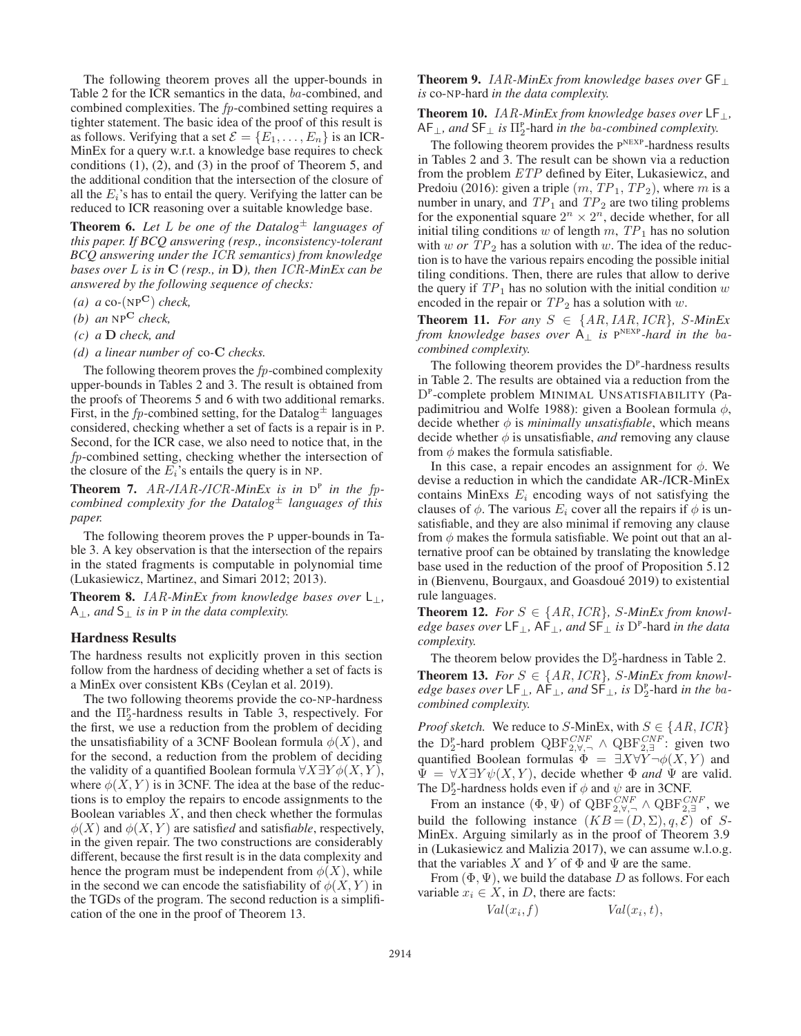The following theorem proves all the upper-bounds in Table 2 for the ICR semantics in the data, *ba*-combined, and combined complexities. The *fp*-combined setting requires a tighter statement. The basic idea of the proof of this result is as follows. Verifying that a set $\mathcal{E} = \{E_1, \ldots, E_n\}$ is an ICR-MinEx for a query w.r.t. a knowledge base requires to check conditions (1), (2), and (3) in the proof of Theorem 5, and the additional condition that the intersection of the closure of all the $E_i$'s has to entail the query. Verifying the latter can be reduced to ICR reasoning over a suitable knowledge base.

**Theorem 6.** *Let $L$ be one of the Datalog$^\pm$ languages of this paper. If BCQ answering (resp., inconsistency-tolerant BCQ answering under the ICR semantics) from knowledge bases over $L$ is in* $\mathbf{C}$ *(resp., in* $\mathbf{D}$*), then ICR-MinEx can be answered by the following sequence of checks:*

*(a) a* co-($\text{NP}^{\mathbf{C}}$) *check,*

*(b) an* $\text{NP}^{\mathbf{C}}$ *check,*

*(c) a* $\mathbf{D}$ *check, and*

*(d) a linear number of* co-$\mathbf{C}$ *checks.*

The following theorem proves the *fp*-combined complexity upper-bounds in Tables 2 and 3. The result is obtained from the proofs of Theorems 5 and 6 with two additional remarks. First, in the *fp*-combined setting, for the Datalog$^\pm$ languages considered, checking whether a set of facts is a repair is in P. Second, for the ICR case, we also need to notice that, in the *fp*-combined setting, checking whether the intersection of the closure of the $E_i$'s entails the query is in NP.

**Theorem 7.** *AR-/IAR-/ICR-MinEx is in* $\text{D}^\text{P}$ *in the fp-combined complexity for the Datalog$^\pm$ languages of this paper.*

The following theorem proves the P upper-bounds in Table 3. A key observation is that the intersection of the repairs in the stated fragments is computable in polynomial time (Lukasiewicz, Martinez, and Simari 2012; 2013).

**Theorem 8.** *IAR-MinEx from knowledge bases over* $\mathsf{L}_\perp$*,* $\mathsf{A}_\perp$*, and* $\mathsf{S}_\perp$ *is in* P *in the data complexity.*

## Hardness Results

The hardness results not explicitly proven in this section follow from the hardness of deciding whether a set of facts is a MinEx over consistent KBs (Ceylan et al. 2019).

The two following theorems provide the co-NP-hardness and the $\Pi_2^\text{P}$-hardness results in Table 3, respectively. For the first, we use a reduction from the problem of deciding the unsatisfiability of a 3CNF Boolean formula $\phi(X)$, and for the second, a reduction from the problem of deciding the validity of a quantified Boolean formula $\forall X \exists Y \phi(X, Y)$, where $\phi(X, Y)$ is in 3CNF. The idea at the base of the reductions is to employ the repairs to encode assignments to the Boolean variables $X$, and then check whether the formulas $\phi(X)$ and $\phi(X, Y)$ are satisfi*ed* and satisfi*able*, respectively, in the given repair. The two constructions are considerably different, because the first result is in the data complexity and hence the program must be independent from $\phi(X)$, while in the second we can encode the satisfiability of $\phi(X, Y)$ in the TGDs of the program. The second reduction is a simplification of the one in the proof of Theorem 13.

**Theorem 9.** *IAR-MinEx from knowledge bases over* $\mathsf{GF}_\perp$ *is* co-NP-hard *in the data complexity.*

**Theorem 10.** *IAR-MinEx from knowledge bases over* $\mathsf{LF}_\perp$*,* $\mathsf{AF}_\perp$*, and* $\mathsf{SF}_\perp$ *is* $\Pi_2^\text{P}$-hard *in the ba-combined complexity.*

The following theorem provides the $\text{P}^\text{NEXP}$-hardness results in Tables 2 and 3. The result can be shown via a reduction from the problem $ETP$ defined by Eiter, Lukasiewicz, and Predoiu (2016): given a triple $(m, TP_1, TP_2)$, where $m$ is a number in unary, and $TP_1$ and $TP_2$ are two tiling problems for the exponential square $2^n \times 2^n$, decide whether, for all initial tiling conditions $w$ of length $m$, $TP_1$ has no solution with $w$ *or* $TP_2$ has a solution with $w$. The idea of the reduction is to have the various repairs encoding the possible initial tiling conditions. Then, there are rules that allow to derive the query if $TP_1$ has no solution with the initial condition $w$ encoded in the repair or $TP_2$ has a solution with $w$.

**Theorem 11.** *For any $S \in \{AR, IAR, ICR\}$, S-MinEx from knowledge bases over* $\mathsf{A}_\perp$ *is* $\text{P}^\text{NEXP}$*-hard in the ba-combined complexity.*

The following theorem provides the $\text{D}^\text{P}$-hardness results in Table 2. The results are obtained via a reduction from the $\text{D}^\text{P}$-complete problem MINIMAL UNSATISFIABILITY (Papadimitriou and Wolfe 1988): given a Boolean formula $\phi$, decide whether $\phi$ is *minimally unsatisfiable*, which means decide whether $\phi$ is unsatisfiable, *and* removing any clause from $\phi$ makes the formula satisfiable.

In this case, a repair encodes an assignment for $\phi$. We devise a reduction in which the candidate AR-/ICR-MinEx contains MinExs $E_i$ encoding ways of not satisfying the clauses of $\phi$. The various $E_i$ cover all the repairs if $\phi$ is unsatisfiable, and they are also minimal if removing any clause from $\phi$ makes the formula satisfiable. We point out that an alternative proof can be obtained by translating the knowledge base used in the reduction of the proof of Proposition 5.12 in (Bienvenu, Bourgaux, and Goasdoué 2019) to existential rule languages.

**Theorem 12.** *For $S \in \{AR, ICR\}$, S-MinEx from knowledge bases over* $\mathsf{LF}_\perp$*,* $\mathsf{AF}_\perp$*, and* $\mathsf{SF}_\perp$ *is* $\text{D}^\text{P}$-hard *in the data complexity.*

The theorem below provides the $\text{D}_2^\text{P}$-hardness in Table 2.

**Theorem 13.** *For $S \in \{AR, ICR\}$, S-MinEx from knowledge bases over* $\mathsf{LF}_\perp$*,* $\mathsf{AF}_\perp$*, and* $\mathsf{SF}_\perp$*, is* $\text{D}_2^\text{P}$-hard *in the ba-combined complexity.*

*Proof sketch.* We reduce to $S$-MinEx, with $S \in \{AR, ICR\}$ the $\text{D}_2^\text{P}$-hard problem $\text{QBF}_{2,\forall,\neg}^{CNF} \wedge \text{QBF}_{2,\exists}^{CNF}$: given two quantified Boolean formulas $\Phi = \exists X \forall Y \neg\phi(X, Y)$ and $\Psi = \forall X \exists Y \psi(X, Y)$, decide whether $\Phi$ *and* $\Psi$ are valid. The $\text{D}_2^\text{P}$-hardness holds even if $\phi$ and $\psi$ are in 3CNF.

From an instance $(\Phi, \Psi)$ of $\text{QBF}_{2,\forall,\neg}^{CNF} \wedge \text{QBF}_{2,\exists}^{CNF}$, we build the following instance $(KB = (D, \Sigma), q, \mathcal{E})$ of $S$-MinEx. Arguing similarly as in the proof of Theorem 3.9 in (Lukasiewicz and Malizia 2017), we can assume w.l.o.g. that the variables $X$ and $Y$ of $\Phi$ and $\Psi$ are the same.

From $(\Phi, \Psi)$, we build the database $D$ as follows. For each variable $x_i \in X$, in $D$, there are facts:

$$Val(x_i, f) \qquad\qquad Val(x_i, t),$$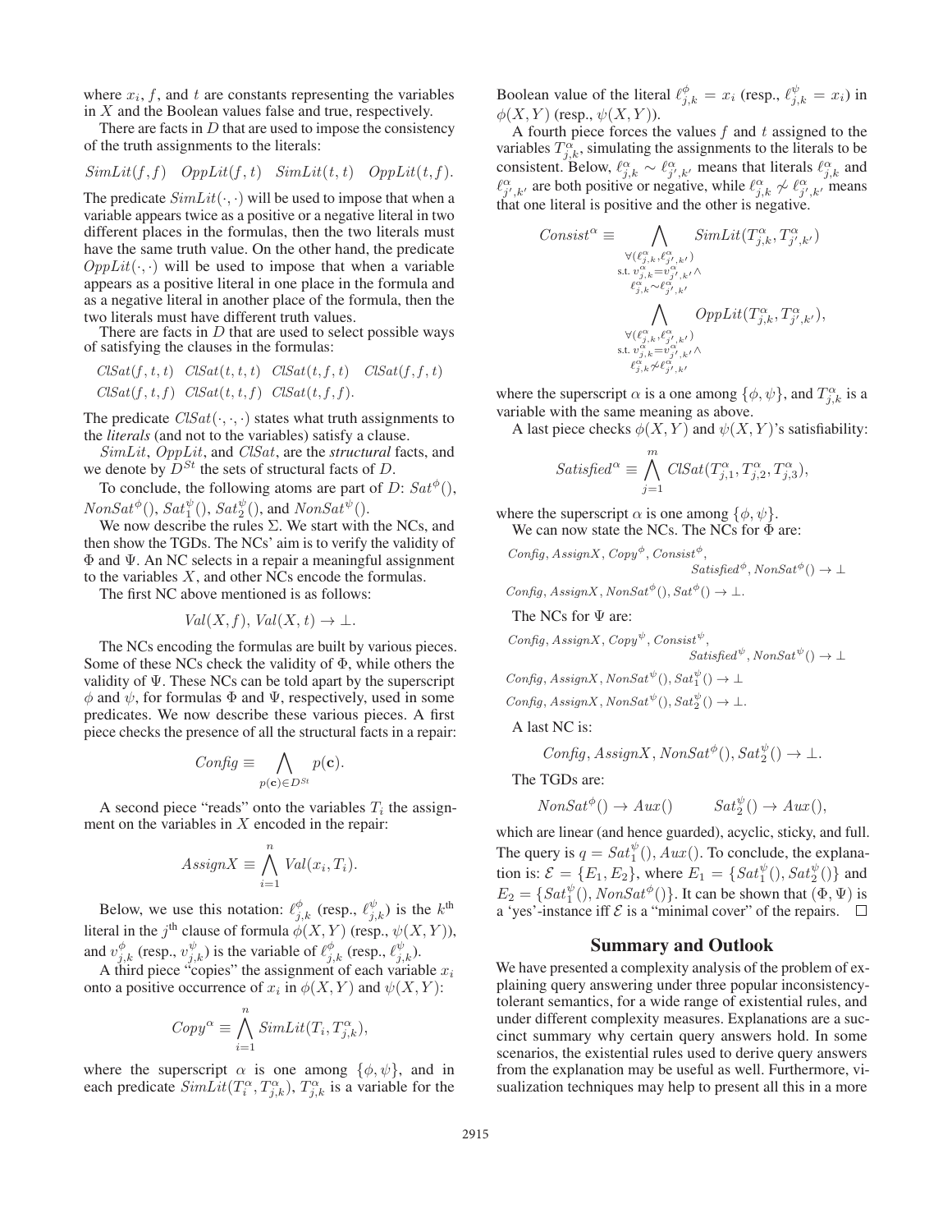where $x_i$, $f$, and $t$ are constants representing the variables in $X$ and the Boolean values false and true, respectively.

There are facts in $D$ that are used to impose the consistency of the truth assignments to the literals:

$$SimLit(f,f) \quad OppLit(f,t) \quad SimLit(t,t) \quad OppLit(t,f).$$

The predicate $SimLit(\cdot,\cdot)$ will be used to impose that when a variable appears twice as a positive or a negative literal in two different places in the formulas, then the two literals must have the same truth value. On the other hand, the predicate $OppLit(\cdot,\cdot)$ will be used to impose that when a variable appears as a positive literal in one place in the formula and as a negative literal in another place of the formula, then the two literals must have different truth values.

There are facts in $D$ that are used to select possible ways of satisfying the clauses in the formulas:

$$ClSat(f,t,t) \quad ClSat(t,t,t) \quad ClSat(t,f,t) \quad ClSat(f,f,t)$$
$$ClSat(f,t,f) \quad ClSat(t,t,f) \quad ClSat(t,f,f).$$

The predicate $ClSat(\cdot,\cdot,\cdot)$ states what truth assignments to the *literals* (and not to the variables) satisfy a clause.

$SimLit$, $OppLit$, and $ClSat$, are the *structural* facts, and we denote by $D^{St}$ the sets of structural facts of $D$.

To conclude, the following atoms are part of $D$: $Sat^{\phi}()$, $NonSat^{\phi}()$, $Sat_1^{\psi}()$, $Sat_2^{\psi}()$, and $NonSat^{\psi}()$.

We now describe the rules $\Sigma$. We start with the NCs, and then show the TGDs. The NCs' aim is to verify the validity of $\Phi$ and $\Psi$. An NC selects in a repair a meaningful assignment to the variables $X$, and other NCs encode the formulas.

The first NC above mentioned is as follows:

$$Val(X,f),\, Val(X,t) \rightarrow \bot.$$

The NCs encoding the formulas are built by various pieces. Some of these NCs check the validity of $\Phi$, while others the validity of $\Psi$. These NCs can be told apart by the superscript $\phi$ and $\psi$, for formulas $\Phi$ and $\Psi$, respectively, used in some predicates. We now describe these various pieces. A first piece checks the presence of all the structural facts in a repair:

$$Config \equiv \bigwedge_{p(\mathbf{c}) \in D^{St}} p(\mathbf{c}).$$

A second piece "reads" onto the variables $T_i$ the assignment on the variables in $X$ encoded in the repair:

$$AssignX \equiv \bigwedge_{i=1}^{n} Val(x_i, T_i).$$

Below, we use this notation: $\ell^{\phi}_{j,k}$ (resp., $\ell^{\psi}_{j,k}$) is the $k^{\text{th}}$ literal in the $j^{\text{th}}$ clause of formula $\phi(X,Y)$ (resp., $\psi(X,Y)$), and $v^{\phi}_{j,k}$ (resp., $v^{\psi}_{j,k}$) is the variable of $\ell^{\phi}_{j,k}$ (resp., $\ell^{\psi}_{j,k}$).

A third piece "copies" the assignment of each variable $x_i$ onto a positive occurrence of $x_i$ in $\phi(X,Y)$ and $\psi(X,Y)$:

$$Copy^{\alpha} \equiv \bigwedge_{i=1}^{n} SimLit(T_i, T^{\alpha}_{j,k}),$$

where the superscript $\alpha$ is one among $\{\phi,\psi\}$, and in each predicate $SimLit(T^{\alpha}_i, T^{\alpha}_{j,k})$, $T^{\alpha}_{j,k}$ is a variable for the Boolean value of the literal $\ell^{\phi}_{j,k} = x_i$ (resp., $\ell^{\psi}_{j,k} = x_i$) in $\phi(X,Y)$ (resp., $\psi(X,Y)$).

A fourth piece forces the values $f$ and $t$ assigned to the variables $T^{\alpha}_{j,k}$, simulating the assignments to the literals to be consistent. Below, $\ell^{\alpha}_{j,k} \sim \ell^{\alpha}_{j',k'}$ means that literals $\ell^{\alpha}_{j,k}$ and $\ell^{\alpha}_{j',k'}$ are both positive or negative, while $\ell^{\alpha}_{j,k} \not\sim \ell^{\alpha}_{j',k'}$ means that one literal is positive and the other is negative.

$$Consist^{\alpha} \equiv \bigwedge_{\substack{\forall(\ell^{\alpha}_{j,k},\ell^{\alpha}_{j',k'}) \\ \text{s.t. } v^{\alpha}_{j,k}=v^{\alpha}_{j',k'} \wedge \\ \ell^{\alpha}_{j,k} \sim \ell^{\alpha}_{j',k'}}} SimLit(T^{\alpha}_{j,k}, T^{\alpha}_{j',k'}) \quad \bigwedge_{\substack{\forall(\ell^{\alpha}_{j,k},\ell^{\alpha}_{j',k'}) \\ \text{s.t. } v^{\alpha}_{j,k}=v^{\alpha}_{j',k'} \wedge \\ \ell^{\alpha}_{j,k} \not\sim \ell^{\alpha}_{j',k'}}} OppLit(T^{\alpha}_{j,k}, T^{\alpha}_{j',k'}),$$

where the superscript $\alpha$ is a one among $\{\phi,\psi\}$, and $T^{\alpha}_{j,k}$ is a variable with the same meaning as above.

A last piece checks $\phi(X,Y)$ and $\psi(X,Y)$'s satisfiability:

$$Satisfied^{\alpha} \equiv \bigwedge_{j=1}^{m} ClSat(T^{\alpha}_{j,1}, T^{\alpha}_{j,2}, T^{\alpha}_{j,3}),$$

where the superscript $\alpha$ is one among $\{\phi,\psi\}$.

We can now state the NCs. The NCs for $\Phi$ are:

$$Config, AssignX, Copy^{\phi}, Consist^{\phi}, Satisfied^{\phi}, NonSat^{\phi}() \rightarrow \bot$$
$$Config, AssignX, NonSat^{\phi}(), Sat^{\phi}() \rightarrow \bot.$$

The NCs for $\Psi$ are:

$$Config, AssignX, Copy^{\psi}, Consist^{\psi}, Satisfied^{\psi}, NonSat^{\psi}() \rightarrow \bot$$
$$Config, AssignX, NonSat^{\psi}(), Sat_1^{\psi}() \rightarrow \bot$$
$$Config, AssignX, NonSat^{\psi}(), Sat_2^{\psi}() \rightarrow \bot.$$

A last NC is:

$$Config, AssignX, NonSat^{\phi}(), Sat_2^{\psi}() \rightarrow \bot.$$

The TGDs are:

$$NonSat^{\phi}() \rightarrow Aux() \qquad Sat_2^{\psi}() \rightarrow Aux(),$$

which are linear (and hence guarded), acyclic, sticky, and full. The query is $q = Sat_1^{\psi}(), Aux()$. To conclude, the explanation is: $\mathcal{E} = \{E_1, E_2\}$, where $E_1 = \{Sat_1^{\psi}(), Sat_2^{\psi}()\}$ and $E_2 = \{Sat_1^{\psi}(), NonSat^{\phi}()\}$. It can be shown that $(\Phi,\Psi)$ is a 'yes'-instance iff $\mathcal{E}$ is a "minimal cover" of the repairs. □

## Summary and Outlook

We have presented a complexity analysis of the problem of explaining query answering under three popular inconsistency-tolerant semantics, for a wide range of existential rules, and under different complexity measures. Explanations are a succinct summary why certain query answers hold. In some scenarios, the existential rules used to derive query answers from the explanation may be useful as well. Furthermore, visualization techniques may help to present all this in a more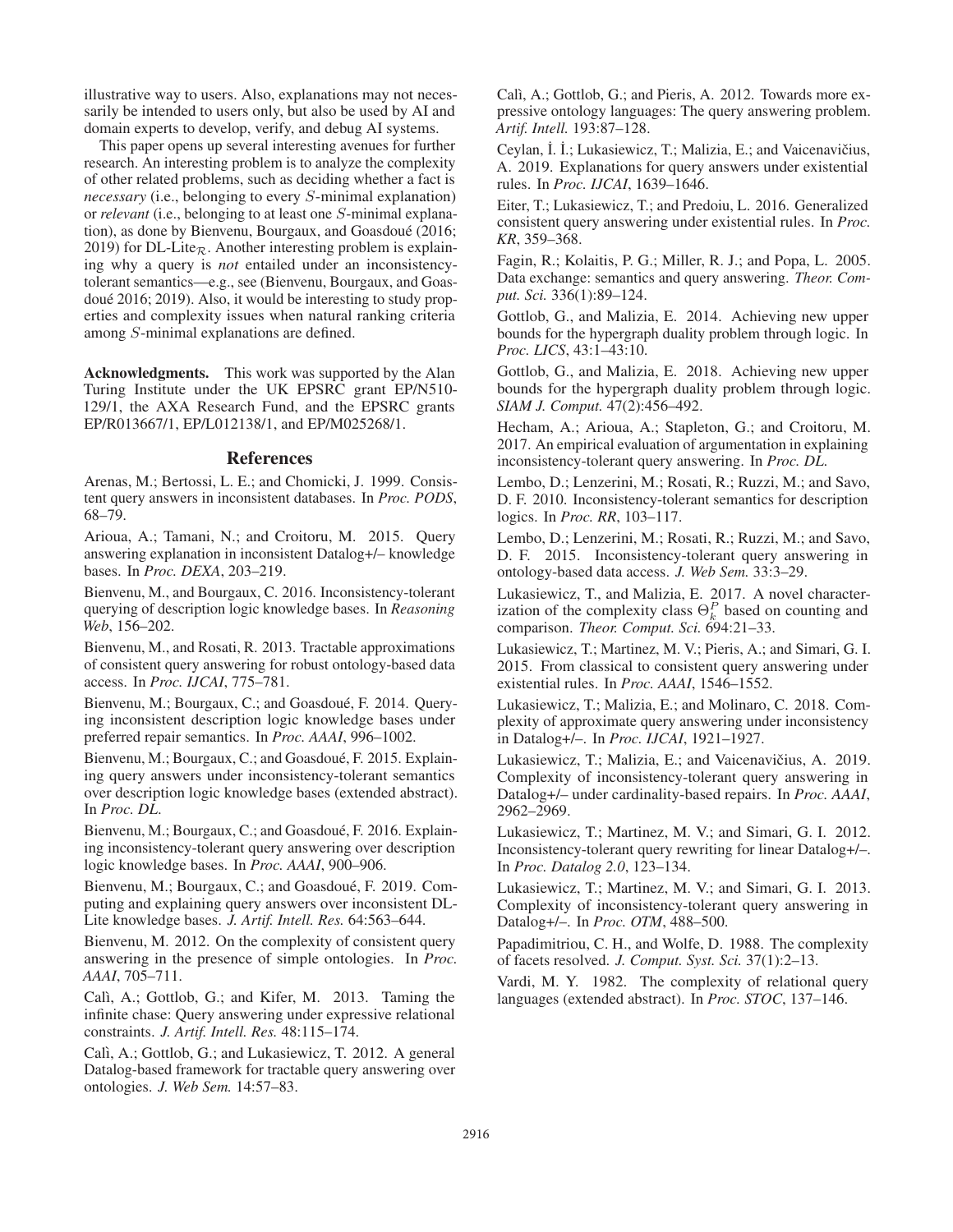illustrative way to users. Also, explanations may not necessarily be intended to users only, but also be used by AI and domain experts to develop, verify, and debug AI systems.

This paper opens up several interesting avenues for further research. An interesting problem is to analyze the complexity of other related problems, such as deciding whether a fact is *necessary* (i.e., belonging to every $S$-minimal explanation) or *relevant* (i.e., belonging to at least one $S$-minimal explanation), as done by Bienvenu, Bourgaux, and Goasdoué (2016; 2019) for DL-Lite$_\mathcal{R}$. Another interesting problem is explaining why a query is *not* entailed under an inconsistency-tolerant semantics—e.g., see (Bienvenu, Bourgaux, and Goasdoué 2016; 2019). Also, it would be interesting to study properties and complexity issues when natural ranking criteria among $S$-minimal explanations are defined.

**Acknowledgments.** This work was supported by the Alan Turing Institute under the UK EPSRC grant EP/N510-129/1, the AXA Research Fund, and the EPSRC grants EP/R013667/1, EP/L012138/1, and EP/M025268/1.

## References

Arenas, M.; Bertossi, L. E.; and Chomicki, J. 1999. Consistent query answers in inconsistent databases. In *Proc. PODS*, 68–79.

Arioua, A.; Tamani, N.; and Croitoru, M. 2015. Query answering explanation in inconsistent Datalog+/– knowledge bases. In *Proc. DEXA*, 203–219.

Bienvenu, M., and Bourgaux, C. 2016. Inconsistency-tolerant querying of description logic knowledge bases. In *Reasoning Web*, 156–202.

Bienvenu, M., and Rosati, R. 2013. Tractable approximations of consistent query answering for robust ontology-based data access. In *Proc. IJCAI*, 775–781.

Bienvenu, M.; Bourgaux, C.; and Goasdoué, F. 2014. Querying inconsistent description logic knowledge bases under preferred repair semantics. In *Proc. AAAI*, 996–1002.

Bienvenu, M.; Bourgaux, C.; and Goasdoué, F. 2015. Explaining query answers under inconsistency-tolerant semantics over description logic knowledge bases (extended abstract). In *Proc. DL*.

Bienvenu, M.; Bourgaux, C.; and Goasdoué, F. 2016. Explaining inconsistency-tolerant query answering over description logic knowledge bases. In *Proc. AAAI*, 900–906.

Bienvenu, M.; Bourgaux, C.; and Goasdoué, F. 2019. Computing and explaining query answers over inconsistent DL-Lite knowledge bases. *J. Artif. Intell. Res.* 64:563–644.

Bienvenu, M. 2012. On the complexity of consistent query answering in the presence of simple ontologies. In *Proc. AAAI*, 705–711.

Calì, A.; Gottlob, G.; and Kifer, M. 2013. Taming the infinite chase: Query answering under expressive relational constraints. *J. Artif. Intell. Res.* 48:115–174.

Calì, A.; Gottlob, G.; and Lukasiewicz, T. 2012. A general Datalog-based framework for tractable query answering over ontologies. *J. Web Sem.* 14:57–83.

Calì, A.; Gottlob, G.; and Pieris, A. 2012. Towards more expressive ontology languages: The query answering problem. *Artif. Intell.* 193:87–128.

Ceylan, İ. İ.; Lukasiewicz, T.; Malizia, E.; and Vaicenavičius, A. 2019. Explanations for query answers under existential rules. In *Proc. IJCAI*, 1639–1646.

Eiter, T.; Lukasiewicz, T.; and Predoiu, L. 2016. Generalized consistent query answering under existential rules. In *Proc. KR*, 359–368.

Fagin, R.; Kolaitis, P. G.; Miller, R. J.; and Popa, L. 2005. Data exchange: semantics and query answering. *Theor. Comput. Sci.* 336(1):89–124.

Gottlob, G., and Malizia, E. 2014. Achieving new upper bounds for the hypergraph duality problem through logic. In *Proc. LICS*, 43:1–43:10.

Gottlob, G., and Malizia, E. 2018. Achieving new upper bounds for the hypergraph duality problem through logic. *SIAM J. Comput.* 47(2):456–492.

Hecham, A.; Arioua, A.; Stapleton, G.; and Croitoru, M. 2017. An empirical evaluation of argumentation in explaining inconsistency-tolerant query answering. In *Proc. DL*.

Lembo, D.; Lenzerini, M.; Rosati, R.; Ruzzi, M.; and Savo, D. F. 2010. Inconsistency-tolerant semantics for description logics. In *Proc. RR*, 103–117.

Lembo, D.; Lenzerini, M.; Rosati, R.; Ruzzi, M.; and Savo, D. F. 2015. Inconsistency-tolerant query answering in ontology-based data access. *J. Web Sem.* 33:3–29.

Lukasiewicz, T., and Malizia, E. 2017. A novel characterization of the complexity class $\Theta_k^P$ based on counting and comparison. *Theor. Comput. Sci.* 694:21–33.

Lukasiewicz, T.; Martinez, M. V.; Pieris, A.; and Simari, G. I. 2015. From classical to consistent query answering under existential rules. In *Proc. AAAI*, 1546–1552.

Lukasiewicz, T.; Malizia, E.; and Molinaro, C. 2018. Complexity of approximate query answering under inconsistency in Datalog+/–. In *Proc. IJCAI*, 1921–1927.

Lukasiewicz, T.; Malizia, E.; and Vaicenavičius, A. 2019. Complexity of inconsistency-tolerant query answering in Datalog+/– under cardinality-based repairs. In *Proc. AAAI*, 2962–2969.

Lukasiewicz, T.; Martinez, M. V.; and Simari, G. I. 2012. Inconsistency-tolerant query rewriting for linear Datalog+/–. In *Proc. Datalog 2.0*, 123–134.

Lukasiewicz, T.; Martinez, M. V.; and Simari, G. I. 2013. Complexity of inconsistency-tolerant query answering in Datalog+/–. In *Proc. OTM*, 488–500.

Papadimitriou, C. H., and Wolfe, D. 1988. The complexity of facets resolved. *J. Comput. Syst. Sci.* 37(1):2–13.

Vardi, M. Y. 1982. The complexity of relational query languages (extended abstract). In *Proc. STOC*, 137–146.